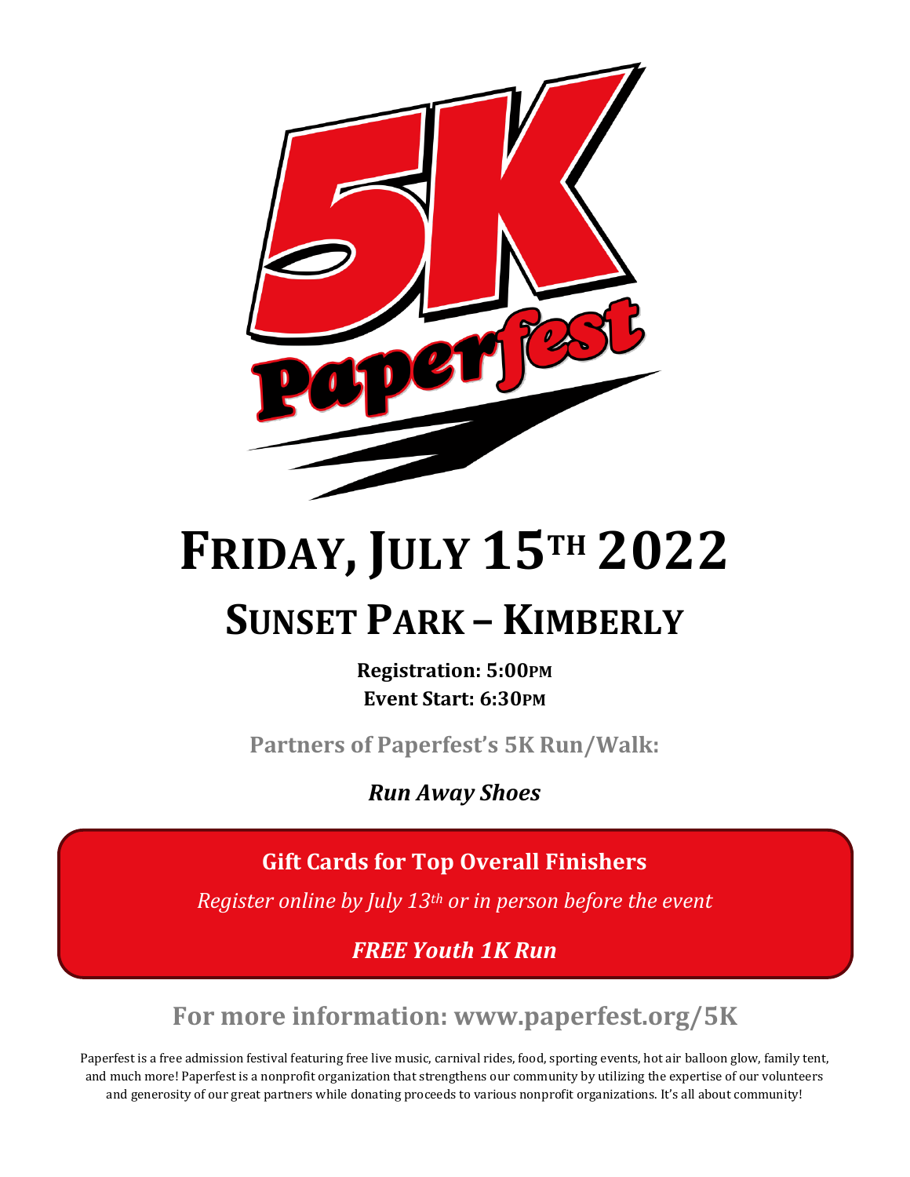# 5K Paperfest

# FRIDAY, JULY 15TH 2022

## SUNSET PARK – KIMBERLY

**Registration: 5:00PM**
**Event Start: 6:30PM**

**Partners of Paperfest's 5K Run/Walk:**

***Run Away Shoes***

**Gift Cards for Top Overall Finishers**

*Register online by July 13th or in person before the event*

***FREE Youth 1K Run***

**For more information: www.paperfest.org/5K**

Paperfest is a free admission festival featuring free live music, carnival rides, food, sporting events, hot air balloon glow, family tent, and much more! Paperfest is a nonprofit organization that strengthens our community by utilizing the expertise of our volunteers and generosity of our great partners while donating proceeds to various nonprofit organizations. It's all about community!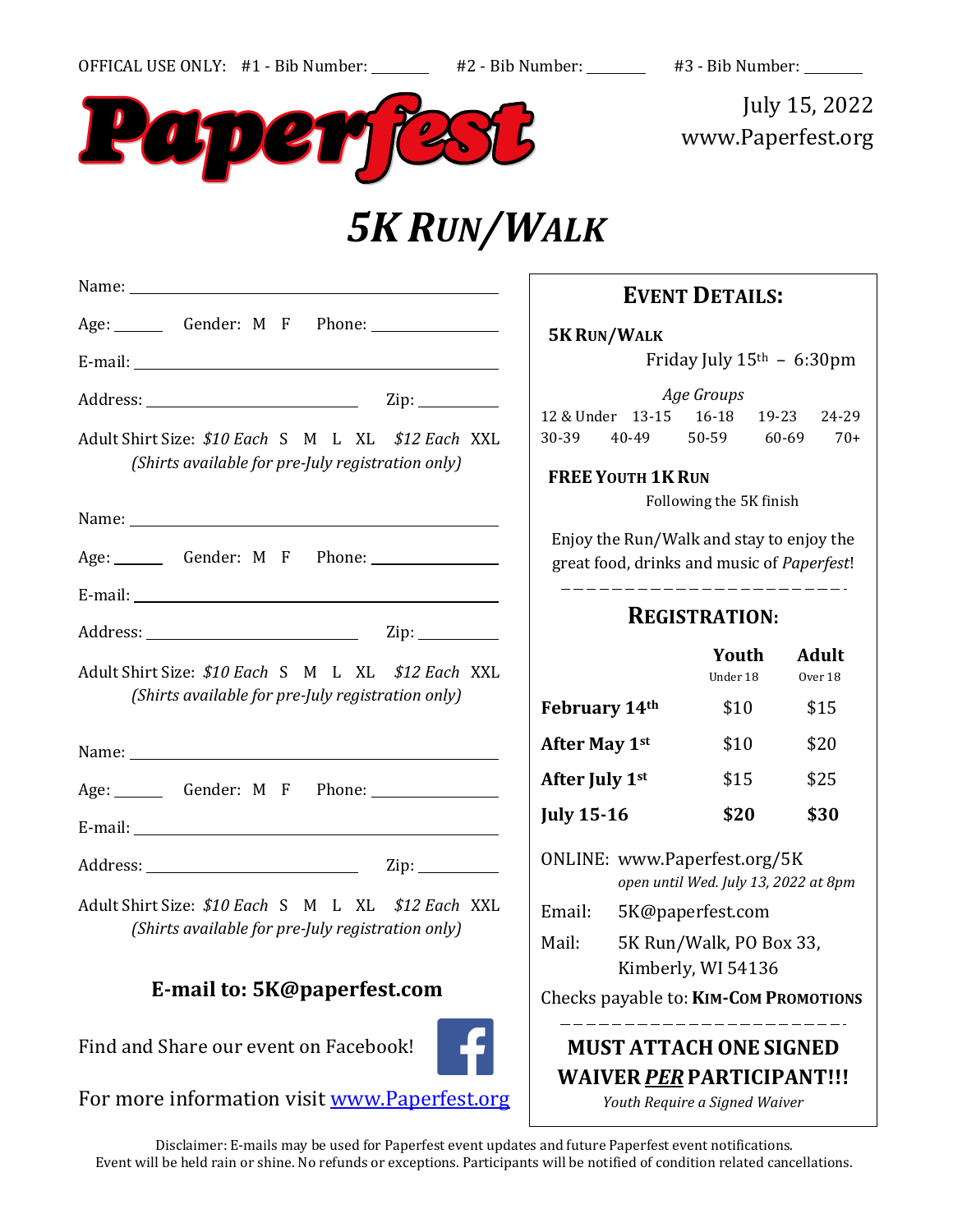OFFICAL USE ONLY: #1 - Bib Number: _______ #2 - Bib Number: _______ #3 - Bib Number: _______

# Paperfest

July 15, 2022
www.Paperfest.org

# *5K RUN/WALK*

Name: ______________________________

Age: ______ Gender: M F Phone: ______________

E-mail: ______________________________

Address: ______________________ Zip: _________

Adult Shirt Size: *$10 Each* S M L XL *$12 Each* XXL
*(Shirts available for pre-July registration only)*

Name: ______________________________

Age: ______ Gender: M F Phone: ______________

E-mail: ______________________________

Address: ______________________ Zip: _________

Adult Shirt Size: *$10 Each* S M L XL *$12 Each* XXL
*(Shirts available for pre-July registration only)*

Name: ______________________________

Age: ______ Gender: M F Phone: ______________

E-mail: ______________________________

Address: ______________________ Zip: _________

Adult Shirt Size: *$10 Each* S M L XL *$12 Each* XXL
*(Shirts available for pre-July registration only)*

**E-mail to: 5K@paperfest.com**

Find and Share our event on Facebook!

For more information visit www.Paperfest.org

## EVENT DETAILS:

**5K RUN/WALK**
Friday July 15th – 6:30pm

*Age Groups*

12 & Under 13-15 16-18 19-23 24-29
30-39 40-49 50-59 60-69 70+

**FREE YOUTH 1K RUN**
Following the 5K finish

Enjoy the Run/Walk and stay to enjoy the great food, drinks and music of *Paperfest*!

## REGISTRATION:

| | Youth (Under 18) | Adult (Over 18) |
|---|---|---|
| **February 14th** | $10 | $15 |
| **After May 1st** | $10 | $20 |
| **After July 1st** | $15 | $25 |
| **July 15-16** | **$20** | **$30** |

ONLINE: www.Paperfest.org/5K
*open until Wed. July 13, 2022 at 8pm*

Email: 5K@paperfest.com

Mail: 5K Run/Walk, PO Box 33, Kimberly, WI 54136

Checks payable to: **KIM-COM PROMOTIONS**

**MUST ATTACH ONE SIGNED WAIVER *PER* PARTICIPANT!!!**
*Youth Require a Signed Waiver*

Disclaimer: E-mails may be used for Paperfest event updates and future Paperfest event notifications.
Event will be held rain or shine. No refunds or exceptions. Participants will be notified of condition related cancellations.